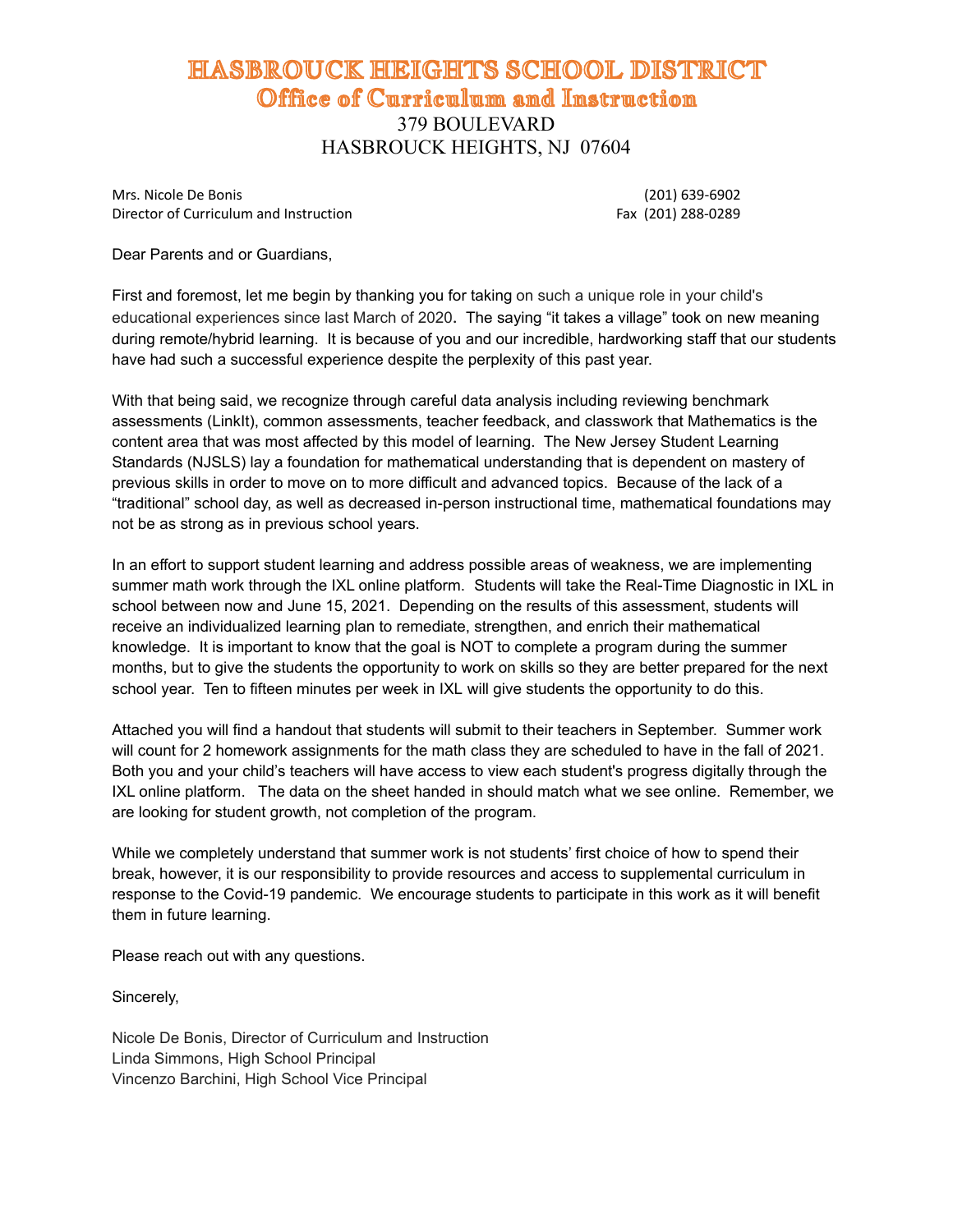# HASBROUCK HEIGHTS SCHOOL DISTRICT
## Office of Curriculum and Instruction

379 BOULEVARD
HASBROUCK HEIGHTS, NJ 07604

Mrs. Nicole De Bonis — (201) 639-6902
Director of Curriculum and Instruction — Fax (201) 288-0289

Dear Parents and or Guardians,

First and foremost, let me begin by thanking you for taking on such a unique role in your child's educational experiences since last March of 2020. The saying "it takes a village" took on new meaning during remote/hybrid learning. It is because of you and our incredible, hardworking staff that our students have had such a successful experience despite the perplexity of this past year.

With that being said, we recognize through careful data analysis including reviewing benchmark assessments (LinkIt), common assessments, teacher feedback, and classwork that Mathematics is the content area that was most affected by this model of learning. The New Jersey Student Learning Standards (NJSLS) lay a foundation for mathematical understanding that is dependent on mastery of previous skills in order to move on to more difficult and advanced topics. Because of the lack of a "traditional" school day, as well as decreased in-person instructional time, mathematical foundations may not be as strong as in previous school years.

In an effort to support student learning and address possible areas of weakness, we are implementing summer math work through the IXL online platform. Students will take the Real-Time Diagnostic in IXL in school between now and June 15, 2021. Depending on the results of this assessment, students will receive an individualized learning plan to remediate, strengthen, and enrich their mathematical knowledge. It is important to know that the goal is NOT to complete a program during the summer months, but to give the students the opportunity to work on skills so they are better prepared for the next school year. Ten to fifteen minutes per week in IXL will give students the opportunity to do this.

Attached you will find a handout that students will submit to their teachers in September. Summer work will count for 2 homework assignments for the math class they are scheduled to have in the fall of 2021. Both you and your child's teachers will have access to view each student's progress digitally through the IXL online platform. The data on the sheet handed in should match what we see online. Remember, we are looking for student growth, not completion of the program.

While we completely understand that summer work is not students' first choice of how to spend their break, however, it is our responsibility to provide resources and access to supplemental curriculum in response to the Covid-19 pandemic. We encourage students to participate in this work as it will benefit them in future learning.

Please reach out with any questions.

Sincerely,

Nicole De Bonis, Director of Curriculum and Instruction
Linda Simmons, High School Principal
Vincenzo Barchini, High School Vice Principal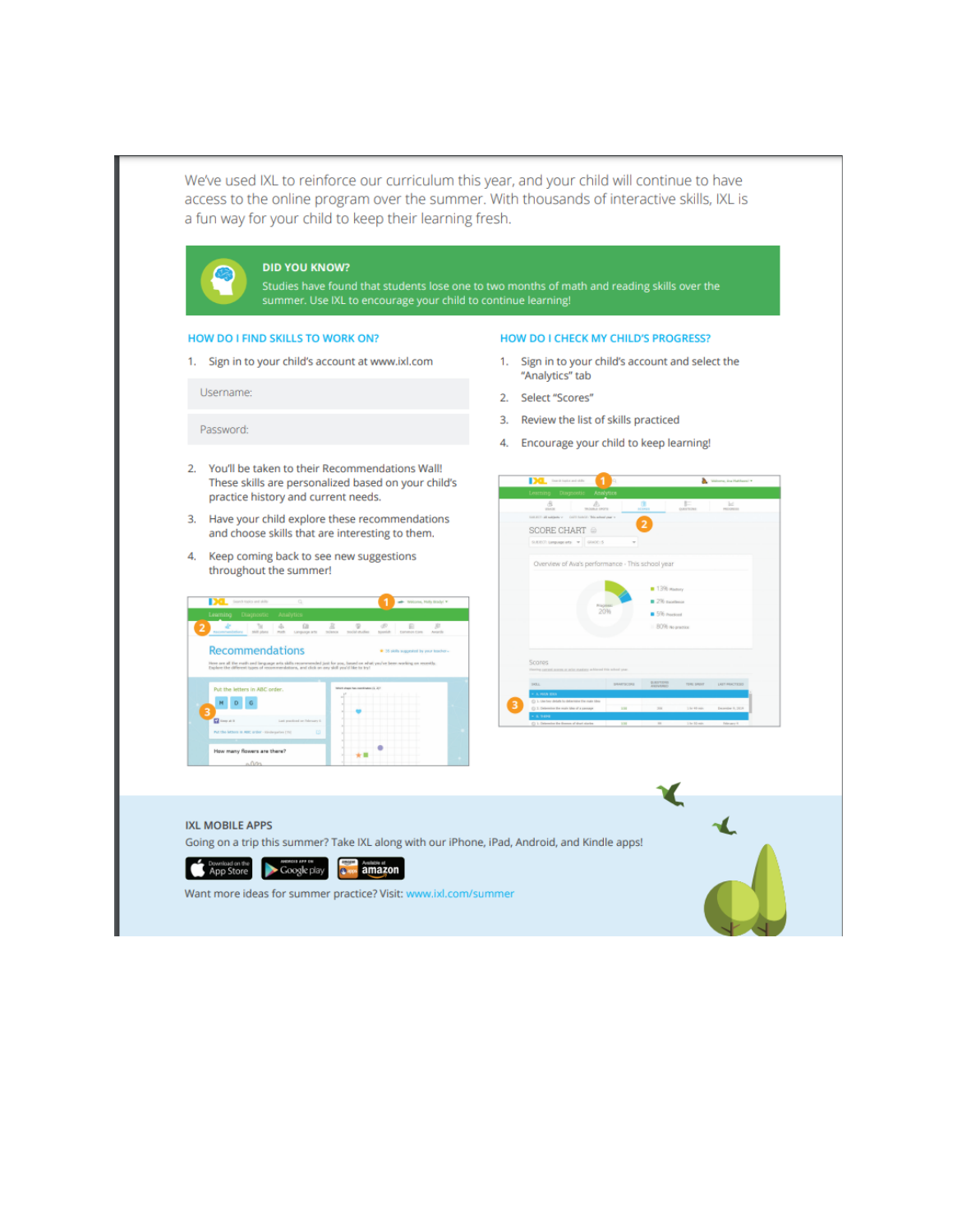We've used IXL to reinforce our curriculum this year, and your child will continue to have access to the online program over the summer. With thousands of interactive skills, IXL is a fun way for your child to keep their learning fresh.

**DID YOU KNOW?**

Studies have found that students lose one to two months of math and reading skills over the summer. Use IXL to encourage your child to continue learning!

### HOW DO I FIND SKILLS TO WORK ON?

1. Sign in to your child's account at www.ixl.com

Username:

Password:

2. You'll be taken to their Recommendations Wall! These skills are personalized based on your child's practice history and current needs.
3. Have your child explore these recommendations and choose skills that are interesting to them.
4. Keep coming back to see new suggestions throughout the summer!

### HOW DO I CHECK MY CHILD'S PROGRESS?

1. Sign in to your child's account and select the "Analytics" tab
2. Select "Scores"
3. Review the list of skills practiced
4. Encourage your child to keep learning!

### IXL MOBILE APPS

Going on a trip this summer? Take IXL along with our iPhone, iPad, Android, and Kindle apps!

Download on the App Store | Android App on Google play | Available at amazon

Want more ideas for summer practice? Visit: www.ixl.com/summer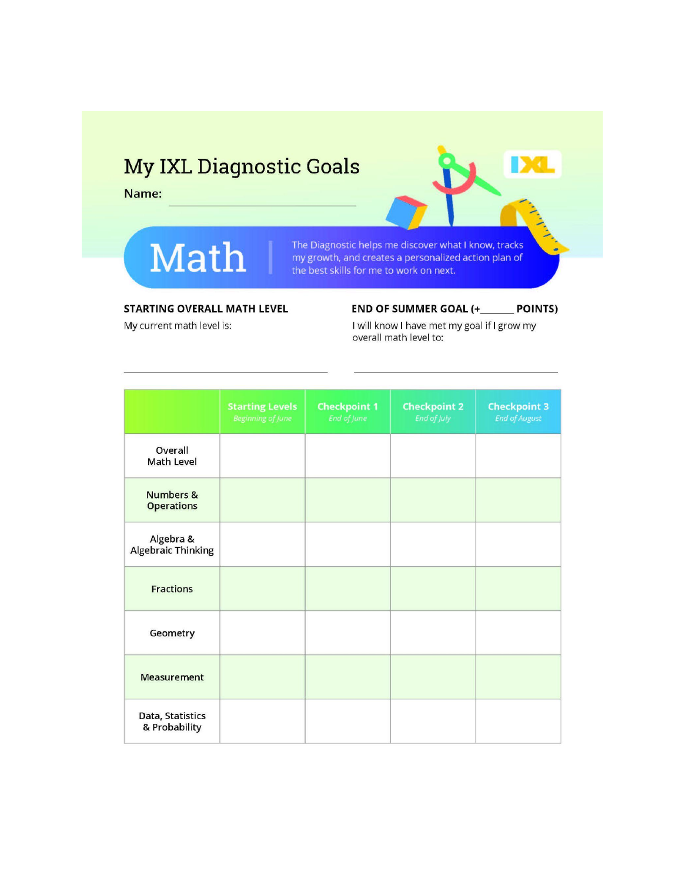# My IXL Diagnostic Goals

**Name:** ______________________________

# Math

The Diagnostic helps me discover what I know, tracks my growth, and creates a personalized action plan of the best skills for me to work on next.

**STARTING OVERALL MATH LEVEL**

My current math level is:

______________________________

**END OF SUMMER GOAL (+______ POINTS)**

I will know I have met my goal if I grow my overall math level to:

______________________________

| | Starting Levels *Beginning of June* | Checkpoint 1 *End of June* | Checkpoint 2 *End of July* | Checkpoint 3 *End of August* |
|---|---|---|---|---|
| Overall Math Level | | | | |
| Numbers & Operations | | | | |
| Algebra & Algebraic Thinking | | | | |
| Fractions | | | | |
| Geometry | | | | |
| Measurement | | | | |
| Data, Statistics & Probability | | | | |